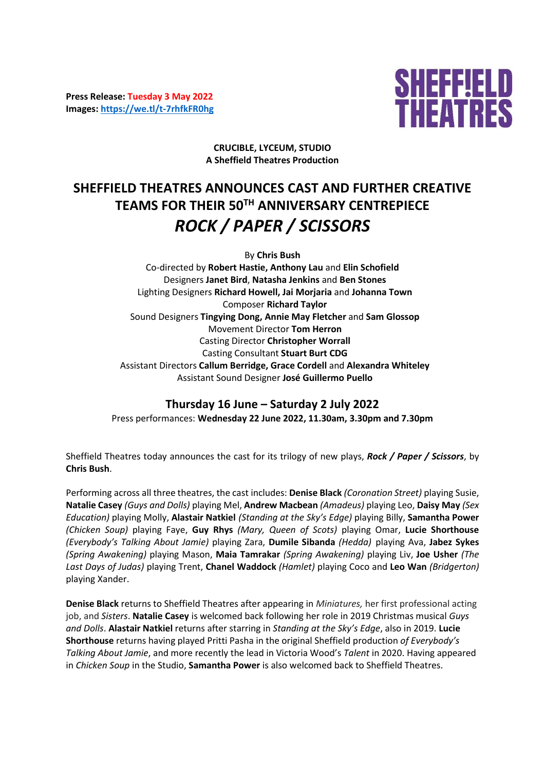**Press Release: Tuesday 3 May 2022**
**Images: [https://we.tl/t-7rhfkFR0hg](https://we.tl/t-7rhfkFR0hg)**

SHEFF!ELD THEATRES

**CRUCIBLE, LYCEUM, STUDIO**
**A Sheffield Theatres Production**

# SHEFFIELD THEATRES ANNOUNCES CAST AND FURTHER CREATIVE TEAMS FOR THEIR 50TH ANNIVERSARY CENTREPIECE *ROCK / PAPER / SCISSORS*

By **Chris Bush**
Co-directed by **Robert Hastie, Anthony Lau** and **Elin Schofield**
Designers **Janet Bird**, **Natasha Jenkins** and **Ben Stones**
Lighting Designers **Richard Howell, Jai Morjaria** and **Johanna Town**
Composer **Richard Taylor**
Sound Designers **Tingying Dong, Annie May Fletcher** and **Sam Glossop**
Movement Director **Tom Herron**
Casting Director **Christopher Worrall**
Casting Consultant **Stuart Burt CDG**
Assistant Directors **Callum Berridge, Grace Cordell** and **Alexandra Whiteley**
Assistant Sound Designer **José Guillermo Puello**

## Thursday 16 June – Saturday 2 July 2022

Press performances: **Wednesday 22 June 2022, 11.30am, 3.30pm and 7.30pm**

Sheffield Theatres today announces the cast for its trilogy of new plays, ***Rock / Paper / Scissors***, by **Chris Bush**.

Performing across all three theatres, the cast includes: **Denise Black** *(Coronation Street)* playing Susie, **Natalie Casey** *(Guys and Dolls)* playing Mel, **Andrew Macbean** *(Amadeus)* playing Leo, **Daisy May** *(Sex Education)* playing Molly, **Alastair Natkiel** *(Standing at the Sky's Edge)* playing Billy, **Samantha Power** *(Chicken Soup)* playing Faye, **Guy Rhys** *(Mary, Queen of Scots)* playing Omar, **Lucie Shorthouse** *(Everybody's Talking About Jamie)* playing Zara, **Dumile Sibanda** *(Hedda)* playing Ava, **Jabez Sykes** *(Spring Awakening)* playing Mason, **Maia Tamrakar** *(Spring Awakening)* playing Liv, **Joe Usher** *(The Last Days of Judas)* playing Trent, **Chanel Waddock** *(Hamlet)* playing Coco and **Leo Wan** *(Bridgerton)* playing Xander.

**Denise Black** returns to Sheffield Theatres after appearing in *Miniatures,* her first professional acting job, and *Sisters*. **Natalie Casey** is welcomed back following her role in 2019 Christmas musical *Guys and Dolls*. **Alastair Natkiel** returns after starring in *Standing at the Sky's Edge*, also in 2019. **Lucie Shorthouse** returns having played Pritti Pasha in the original Sheffield production *of Everybody's Talking About Jamie*, and more recently the lead in Victoria Wood's *Talent* in 2020. Having appeared in *Chicken Soup* in the Studio, **Samantha Power** is also welcomed back to Sheffield Theatres.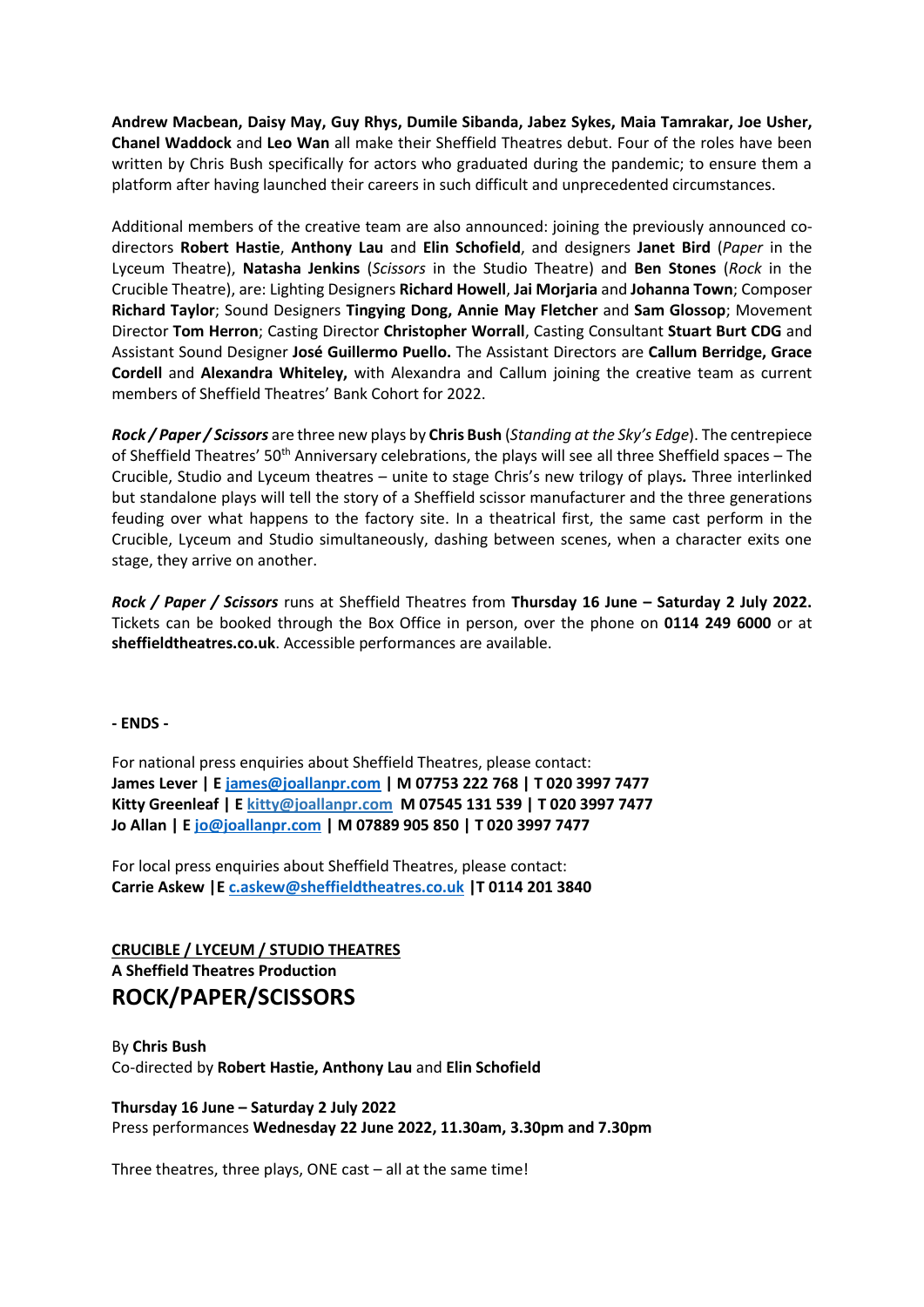**Andrew Macbean, Daisy May, Guy Rhys, Dumile Sibanda, Jabez Sykes, Maia Tamrakar, Joe Usher, Chanel Waddock** and **Leo Wan** all make their Sheffield Theatres debut. Four of the roles have been written by Chris Bush specifically for actors who graduated during the pandemic; to ensure them a platform after having launched their careers in such difficult and unprecedented circumstances.

Additional members of the creative team are also announced: joining the previously announced co-directors **Robert Hastie**, **Anthony Lau** and **Elin Schofield**, and designers **Janet Bird** (*Paper* in the Lyceum Theatre), **Natasha Jenkins** (*Scissors* in the Studio Theatre) and **Ben Stones** (*Rock* in the Crucible Theatre), are: Lighting Designers **Richard Howell**, **Jai Morjaria** and **Johanna Town**; Composer **Richard Taylor**; Sound Designers **Tingying Dong, Annie May Fletcher** and **Sam Glossop**; Movement Director **Tom Herron**; Casting Director **Christopher Worrall**, Casting Consultant **Stuart Burt CDG** and Assistant Sound Designer **José Guillermo Puello.** The Assistant Directors are **Callum Berridge, Grace Cordell** and **Alexandra Whiteley,** with Alexandra and Callum joining the creative team as current members of Sheffield Theatres' Bank Cohort for 2022.

***Rock / Paper / Scissors*** are three new plays by **Chris Bush** (*Standing at the Sky's Edge*). The centrepiece of Sheffield Theatres' 50th Anniversary celebrations, the plays will see all three Sheffield spaces – The Crucible, Studio and Lyceum theatres – unite to stage Chris's new trilogy of plays*.* Three interlinked but standalone plays will tell the story of a Sheffield scissor manufacturer and the three generations feuding over what happens to the factory site. In a theatrical first, the same cast perform in the Crucible, Lyceum and Studio simultaneously, dashing between scenes, when a character exits one stage, they arrive on another.

***Rock / Paper / Scissors*** runs at Sheffield Theatres from **Thursday 16 June – Saturday 2 July 2022.** Tickets can be booked through the Box Office in person, over the phone on **0114 249 6000** or at **sheffieldtheatres.co.uk**. Accessible performances are available.

**- ENDS -**

For national press enquiries about Sheffield Theatres, please contact:
**James Lever | E james@joallanpr.com | M 07753 222 768 | T 020 3997 7477**
**Kitty Greenleaf | E kitty@joallanpr.com M 07545 131 539 | T 020 3997 7477**
**Jo Allan | E jo@joallanpr.com | M 07889 905 850 | T 020 3997 7477**

For local press enquiries about Sheffield Theatres, please contact:
**Carrie Askew |E c.askew@sheffieldtheatres.co.uk |T 0114 201 3840**

**CRUCIBLE / LYCEUM / STUDIO THEATRES**
**A Sheffield Theatres Production**

## ROCK/PAPER/SCISSORS

By **Chris Bush**
Co-directed by **Robert Hastie, Anthony Lau** and **Elin Schofield**

**Thursday 16 June – Saturday 2 July 2022**
Press performances **Wednesday 22 June 2022, 11.30am, 3.30pm and 7.30pm**

Three theatres, three plays, ONE cast – all at the same time!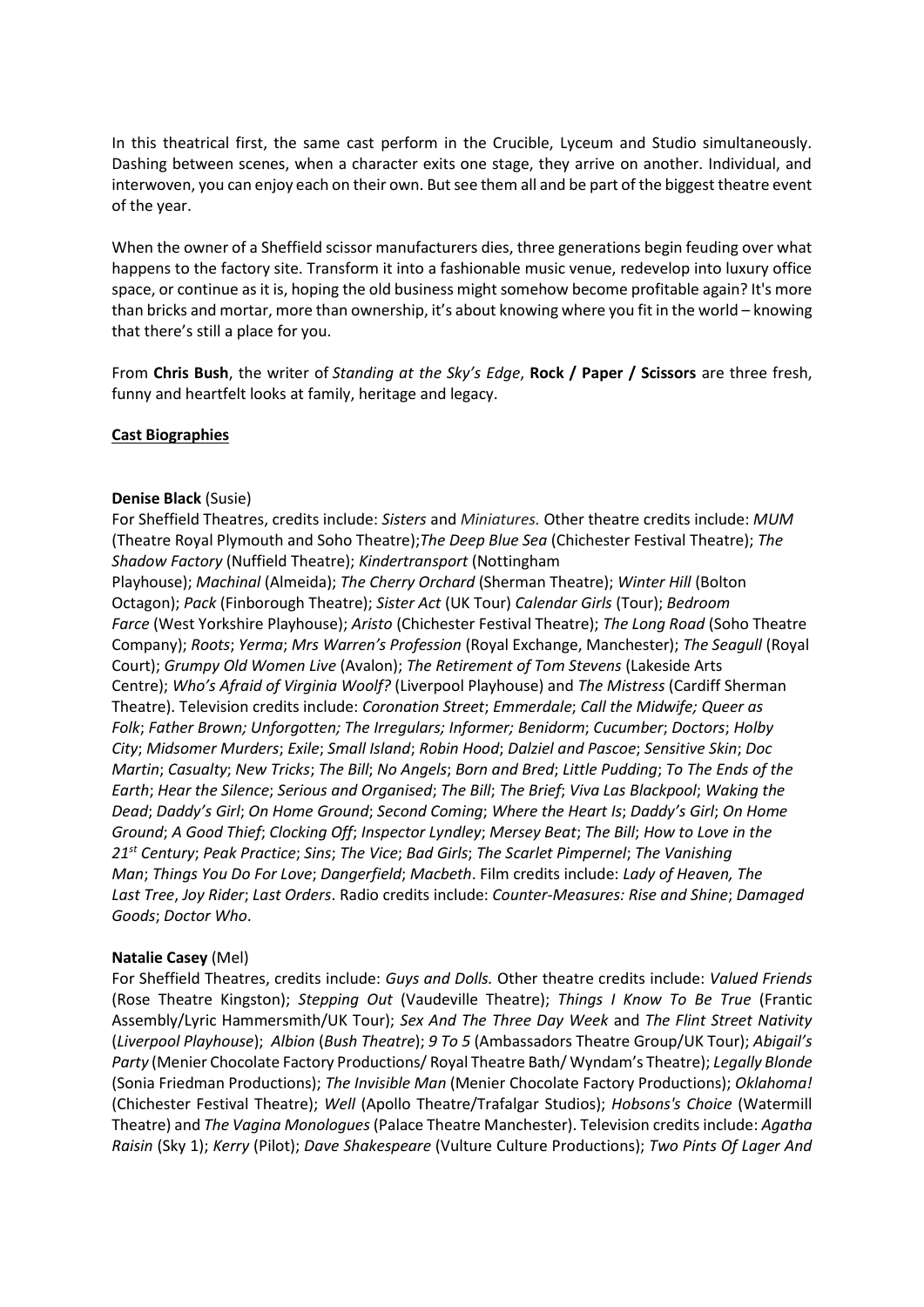In this theatrical first, the same cast perform in the Crucible, Lyceum and Studio simultaneously. Dashing between scenes, when a character exits one stage, they arrive on another. Individual, and interwoven, you can enjoy each on their own. But see them all and be part of the biggest theatre event of the year.

When the owner of a Sheffield scissor manufacturers dies, three generations begin feuding over what happens to the factory site. Transform it into a fashionable music venue, redevelop into luxury office space, or continue as it is, hoping the old business might somehow become profitable again? It's more than bricks and mortar, more than ownership, it's about knowing where you fit in the world – knowing that there's still a place for you.

From **Chris Bush**, the writer of *Standing at the Sky's Edge*, **Rock / Paper / Scissors** are three fresh, funny and heartfelt looks at family, heritage and legacy.

**Cast Biographies**

**Denise Black** (Susie)
For Sheffield Theatres, credits include: *Sisters* and *Miniatures.* Other theatre credits include: *MUM* (Theatre Royal Plymouth and Soho Theatre);*The Deep Blue Sea* (Chichester Festival Theatre); *The Shadow Factory* (Nuffield Theatre); *Kindertransport* (Nottingham Playhouse); *Machinal* (Almeida); *The Cherry Orchard* (Sherman Theatre); *Winter Hill* (Bolton Octagon); *Pack* (Finborough Theatre); *Sister Act* (UK Tour) *Calendar Girls* (Tour); *Bedroom Farce* (West Yorkshire Playhouse); *Aristo* (Chichester Festival Theatre); *The Long Road* (Soho Theatre Company); *Roots*; *Yerma*; *Mrs Warren's Profession* (Royal Exchange, Manchester); *The Seagull* (Royal Court); *Grumpy Old Women Live* (Avalon); *The Retirement of Tom Stevens* (Lakeside Arts Centre); *Who's Afraid of Virginia Woolf?* (Liverpool Playhouse) and *The Mistress* (Cardiff Sherman Theatre). Television credits include: *Coronation Street*; *Emmerdale*; *Call the Midwife; Queer as Folk*; *Father Brown; Unforgotten; The Irregulars; Informer; Benidorm*; *Cucumber*; *Doctors*; *Holby City*; *Midsomer Murders*; *Exile*; *Small Island*; *Robin Hood*; *Dalziel and Pascoe*; *Sensitive Skin*; *Doc Martin*; *Casualty*; *New Tricks*; *The Bill*; *No Angels*; *Born and Bred*; *Little Pudding*; *To The Ends of the Earth*; *Hear the Silence*; *Serious and Organised*; *The Bill*; *The Brief*; *Viva Las Blackpool*; *Waking the Dead*; *Daddy's Girl*; *On Home Ground*; *Second Coming*; *Where the Heart Is*; *Daddy's Girl*; *On Home Ground*; *A Good Thief*; *Clocking Off*; *Inspector Lyndley*; *Mersey Beat*; *The Bill*; *How to Love in the 21st Century*; *Peak Practice*; *Sins*; *The Vice*; *Bad Girls*; *The Scarlet Pimpernel*; *The Vanishing Man*; *Things You Do For Love*; *Dangerfield*; *Macbeth*. Film credits include: *Lady of Heaven, The Last Tree*, *Joy Rider*; *Last Orders*. Radio credits include: *Counter-Measures: Rise and Shine*; *Damaged Goods*; *Doctor Who*.

**Natalie Casey** (Mel)
For Sheffield Theatres, credits include: *Guys and Dolls.* Other theatre credits include: *Valued Friends* (Rose Theatre Kingston); *Stepping Out* (Vaudeville Theatre); *Things I Know To Be True* (Frantic Assembly/Lyric Hammersmith/UK Tour); *Sex And The Three Day Week* and *The Flint Street Nativity* (*Liverpool Playhouse*); *Albion* (*Bush Theatre*); *9 To 5* (Ambassadors Theatre Group/UK Tour); *Abigail's Party* (Menier Chocolate Factory Productions/ Royal Theatre Bath/ Wyndam's Theatre); *Legally Blonde* (Sonia Friedman Productions); *The Invisible Man* (Menier Chocolate Factory Productions); *Oklahoma!* (Chichester Festival Theatre); *Well* (Apollo Theatre/Trafalgar Studios); *Hobsons's Choice* (Watermill Theatre) and *The Vagina Monologues* (Palace Theatre Manchester). Television credits include: *Agatha Raisin* (Sky 1); *Kerry* (Pilot); *Dave Shakespeare* (Vulture Culture Productions); *Two Pints Of Lager And*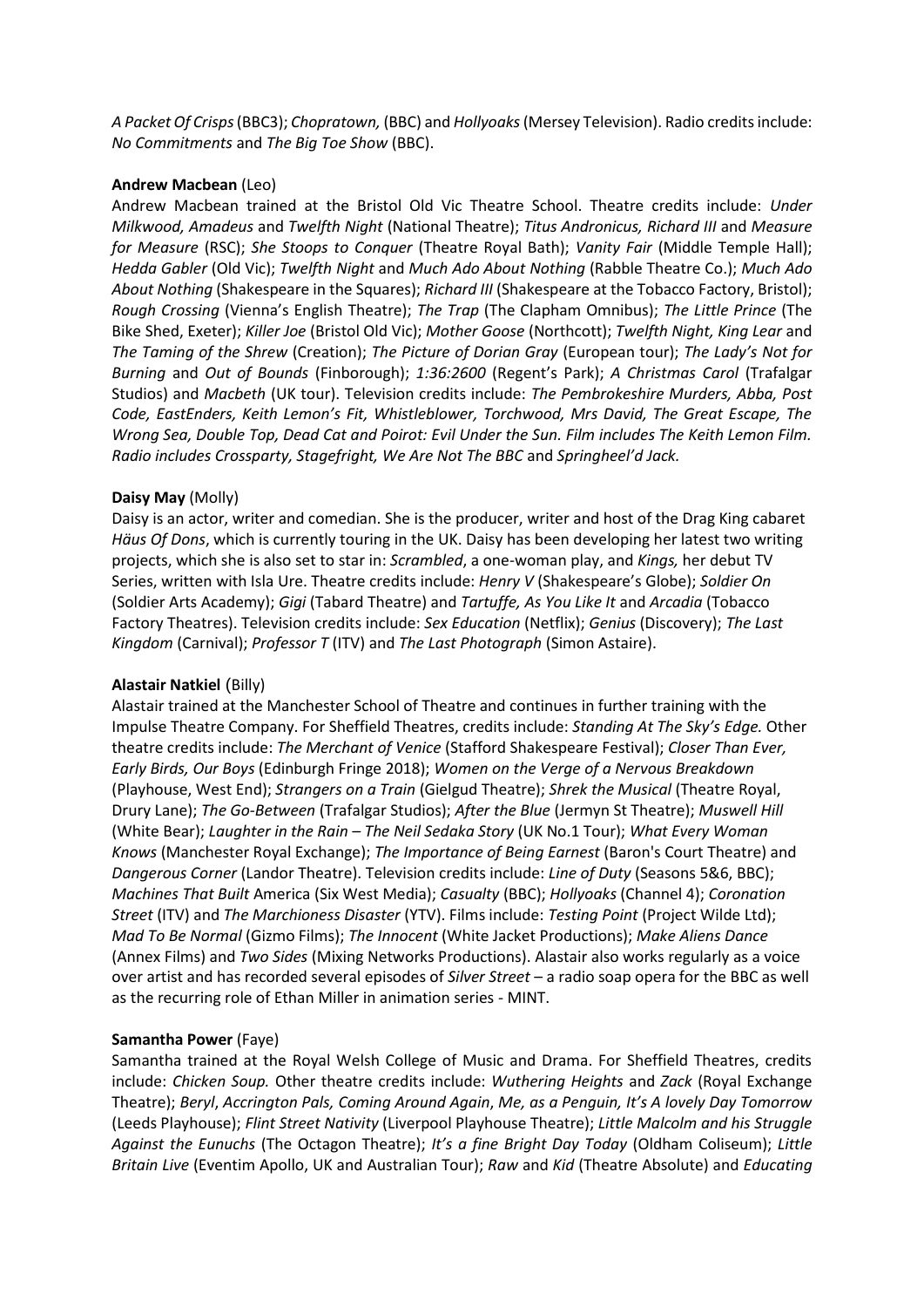*A Packet Of Crisps* (BBC3); *Chopratown,* (BBC) and *Hollyoaks* (Mersey Television). Radio credits include: *No Commitments* and *The Big Toe Show* (BBC).

**Andrew Macbean** (Leo)
Andrew Macbean trained at the Bristol Old Vic Theatre School. Theatre credits include: *Under Milkwood, Amadeus* and *Twelfth Night* (National Theatre); *Titus Andronicus, Richard III* and *Measure for Measure* (RSC); *She Stoops to Conquer* (Theatre Royal Bath); *Vanity Fair* (Middle Temple Hall); *Hedda Gabler* (Old Vic); *Twelfth Night* and *Much Ado About Nothing* (Rabble Theatre Co.); *Much Ado About Nothing* (Shakespeare in the Squares); *Richard III* (Shakespeare at the Tobacco Factory, Bristol); *Rough Crossing* (Vienna's English Theatre); *The Trap* (The Clapham Omnibus); *The Little Prince* (The Bike Shed, Exeter); *Killer Joe* (Bristol Old Vic); *Mother Goose* (Northcott); *Twelfth Night, King Lear* and *The Taming of the Shrew* (Creation); *The Picture of Dorian Gray* (European tour); *The Lady's Not for Burning* and *Out of Bounds* (Finborough); *1:36:2600* (Regent's Park); *A Christmas Carol* (Trafalgar Studios) and *Macbeth* (UK tour). Television credits include: *The Pembrokeshire Murders, Abba, Post Code, EastEnders, Keith Lemon's Fit, Whistleblower, Torchwood, Mrs David, The Great Escape, The Wrong Sea, Double Top, Dead Cat and Poirot: Evil Under the Sun. Film includes The Keith Lemon Film. Radio includes Crossparty, Stagefright, We Are Not The BBC* and *Springheel'd Jack.*

**Daisy May** (Molly)
Daisy is an actor, writer and comedian. She is the producer, writer and host of the Drag King cabaret *Häus Of Dons*, which is currently touring in the UK. Daisy has been developing her latest two writing projects, which she is also set to star in: *Scrambled*, a one-woman play, and *Kings,* her debut TV Series, written with Isla Ure. Theatre credits include: *Henry V* (Shakespeare's Globe); *Soldier On* (Soldier Arts Academy); *Gigi* (Tabard Theatre) and *Tartuffe, As You Like It* and *Arcadia* (Tobacco Factory Theatres). Television credits include: *Sex Education* (Netflix); *Genius* (Discovery); *The Last Kingdom* (Carnival); *Professor T* (ITV) and *The Last Photograph* (Simon Astaire).

**Alastair Natkiel** (Billy)
Alastair trained at the Manchester School of Theatre and continues in further training with the Impulse Theatre Company. For Sheffield Theatres, credits include: *Standing At The Sky's Edge.* Other theatre credits include: *The Merchant of Venice* (Stafford Shakespeare Festival); *Closer Than Ever, Early Birds, Our Boys* (Edinburgh Fringe 2018); *Women on the Verge of a Nervous Breakdown* (Playhouse, West End); *Strangers on a Train* (Gielgud Theatre); *Shrek the Musical* (Theatre Royal, Drury Lane); *The Go-Between* (Trafalgar Studios); *After the Blue* (Jermyn St Theatre); *Muswell Hill* (White Bear); *Laughter in the Rain – The Neil Sedaka Story* (UK No.1 Tour); *What Every Woman Knows* (Manchester Royal Exchange); *The Importance of Being Earnest* (Baron's Court Theatre) and *Dangerous Corner* (Landor Theatre). Television credits include: *Line of Duty* (Seasons 5&6, BBC); *Machines That Built* America (Six West Media); *Casualty* (BBC); *Hollyoaks* (Channel 4); *Coronation Street* (ITV) and *The Marchioness Disaster* (YTV). Films include: *Testing Point* (Project Wilde Ltd); *Mad To Be Normal* (Gizmo Films); *The Innocent* (White Jacket Productions); *Make Aliens Dance* (Annex Films) and *Two Sides* (Mixing Networks Productions). Alastair also works regularly as a voice over artist and has recorded several episodes of *Silver Street* – a radio soap opera for the BBC as well as the recurring role of Ethan Miller in animation series - MINT.

**Samantha Power** (Faye)
Samantha trained at the Royal Welsh College of Music and Drama. For Sheffield Theatres, credits include: *Chicken Soup.* Other theatre credits include: *Wuthering Heights* and *Zack* (Royal Exchange Theatre); *Beryl*, *Accrington Pals, Coming Around Again*, *Me, as a Penguin, It's A lovely Day Tomorrow* (Leeds Playhouse); *Flint Street Nativity* (Liverpool Playhouse Theatre); *Little Malcolm and his Struggle Against the Eunuchs* (The Octagon Theatre); *It's a fine Bright Day Today* (Oldham Coliseum); *Little Britain Live* (Eventim Apollo, UK and Australian Tour); *Raw* and *Kid* (Theatre Absolute) and *Educating*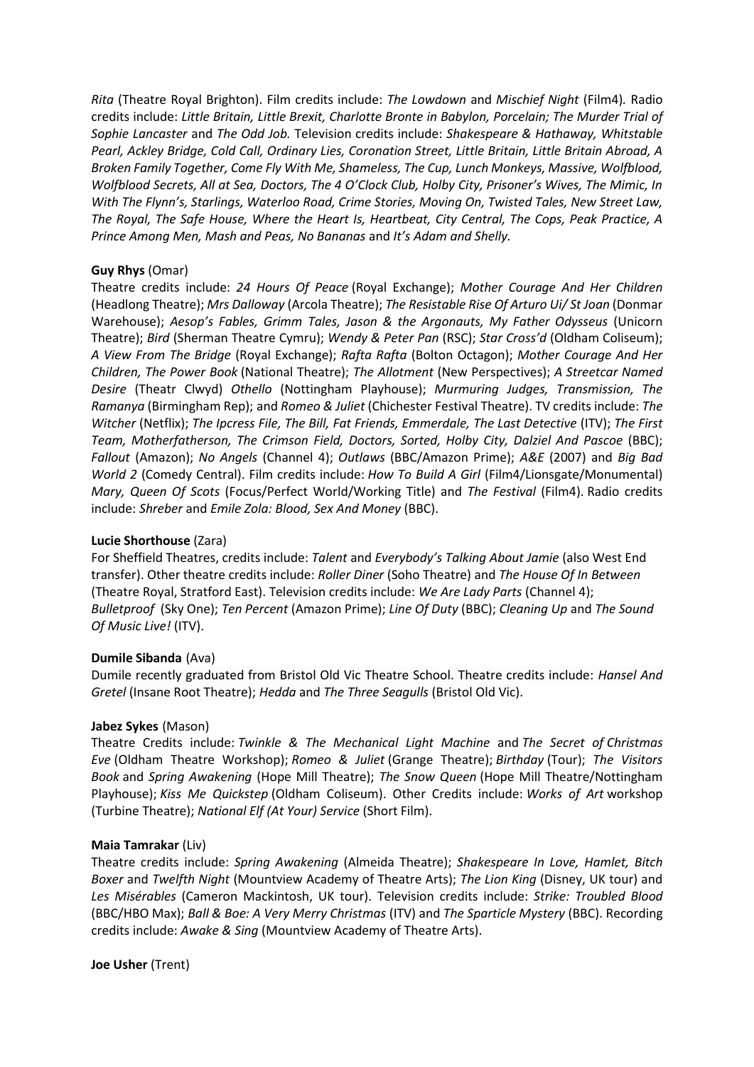*Rita* (Theatre Royal Brighton). Film credits include: *The Lowdown* and *Mischief Night* (Film4). Radio credits include: *Little Britain, Little Brexit, Charlotte Bronte in Babylon, Porcelain; The Murder Trial of Sophie Lancaster* and *The Odd Job.* Television credits include: *Shakespeare & Hathaway, Whitstable Pearl, Ackley Bridge, Cold Call, Ordinary Lies, Coronation Street, Little Britain, Little Britain Abroad, A Broken Family Together, Come Fly With Me, Shameless, The Cup, Lunch Monkeys, Massive, Wolfblood, Wolfblood Secrets, All at Sea, Doctors, The 4 O'Clock Club, Holby City, Prisoner's Wives, The Mimic, In With The Flynn's, Starlings, Waterloo Road, Crime Stories, Moving On, Twisted Tales, New Street Law, The Royal, The Safe House, Where the Heart Is, Heartbeat, City Central, The Cops, Peak Practice, A Prince Among Men, Mash and Peas, No Bananas* and *It's Adam and Shelly.*

**Guy Rhys** (Omar)
Theatre credits include: *24 Hours Of Peace* (Royal Exchange); *Mother Courage And Her Children* (Headlong Theatre); *Mrs Dalloway* (Arcola Theatre); *The Resistable Rise Of Arturo Ui/ St Joan* (Donmar Warehouse); *Aesop's Fables, Grimm Tales, Jason & the Argonauts, My Father Odysseus* (Unicorn Theatre); *Bird* (Sherman Theatre Cymru); *Wendy & Peter Pan* (RSC); *Star Cross'd* (Oldham Coliseum); *A View From The Bridge* (Royal Exchange); *Rafta Rafta* (Bolton Octagon); *Mother Courage And Her Children, The Power Book* (National Theatre); *The Allotment* (New Perspectives); *A Streetcar Named Desire* (Theatr Clwyd) *Othello* (Nottingham Playhouse); *Murmuring Judges, Transmission, The Ramanya* (Birmingham Rep); and *Romeo & Juliet* (Chichester Festival Theatre). TV credits include: *The Witcher* (Netflix); *The Ipcress File, The Bill, Fat Friends, Emmerdale, The Last Detective* (ITV); *The First Team, Motherfatherson, The Crimson Field, Doctors, Sorted, Holby City, Dalziel And Pascoe* (BBC); *Fallout* (Amazon); *No Angels* (Channel 4); *Outlaws* (BBC/Amazon Prime); *A&E* (2007) and *Big Bad World 2* (Comedy Central). Film credits include: *How To Build A Girl* (Film4/Lionsgate/Monumental) *Mary, Queen Of Scots* (Focus/Perfect World/Working Title) and *The Festival* (Film4). Radio credits include: *Shreber* and *Emile Zola: Blood, Sex And Money* (BBC).

**Lucie Shorthouse** (Zara)
For Sheffield Theatres, credits include: *Talent* and *Everybody's Talking About Jamie* (also West End transfer). Other theatre credits include: *Roller Diner* (Soho Theatre) and *The House Of In Between* (Theatre Royal, Stratford East). Television credits include: *We Are Lady Parts* (Channel 4); *Bulletproof* (Sky One); *Ten Percent* (Amazon Prime); *Line Of Duty* (BBC); *Cleaning Up* and *The Sound Of Music Live!* (ITV).

**Dumile Sibanda** (Ava)
Dumile recently graduated from Bristol Old Vic Theatre School. Theatre credits include: *Hansel And Gretel* (Insane Root Theatre); *Hedda* and *The Three Seagulls* (Bristol Old Vic).

**Jabez Sykes** (Mason)
Theatre Credits include: *Twinkle & The Mechanical Light Machine* and *The Secret of Christmas Eve* (Oldham Theatre Workshop); *Romeo & Juliet* (Grange Theatre); *Birthday* (Tour); *The Visitors Book* and *Spring Awakening* (Hope Mill Theatre); *The Snow Queen* (Hope Mill Theatre/Nottingham Playhouse); *Kiss Me Quickstep* (Oldham Coliseum). Other Credits include: *Works of Art* workshop (Turbine Theatre); *National Elf (At Your) Service* (Short Film).

**Maia Tamrakar** (Liv)
Theatre credits include: *Spring Awakening* (Almeida Theatre); *Shakespeare In Love, Hamlet, Bitch Boxer* and *Twelfth Night* (Mountview Academy of Theatre Arts); *The Lion King* (Disney, UK tour) and *Les Misérables* (Cameron Mackintosh, UK tour). Television credits include: *Strike: Troubled Blood* (BBC/HBO Max); *Ball & Boe: A Very Merry Christmas* (ITV) and *The Sparticle Mystery* (BBC). Recording credits include: *Awake & Sing* (Mountview Academy of Theatre Arts).

**Joe Usher** (Trent)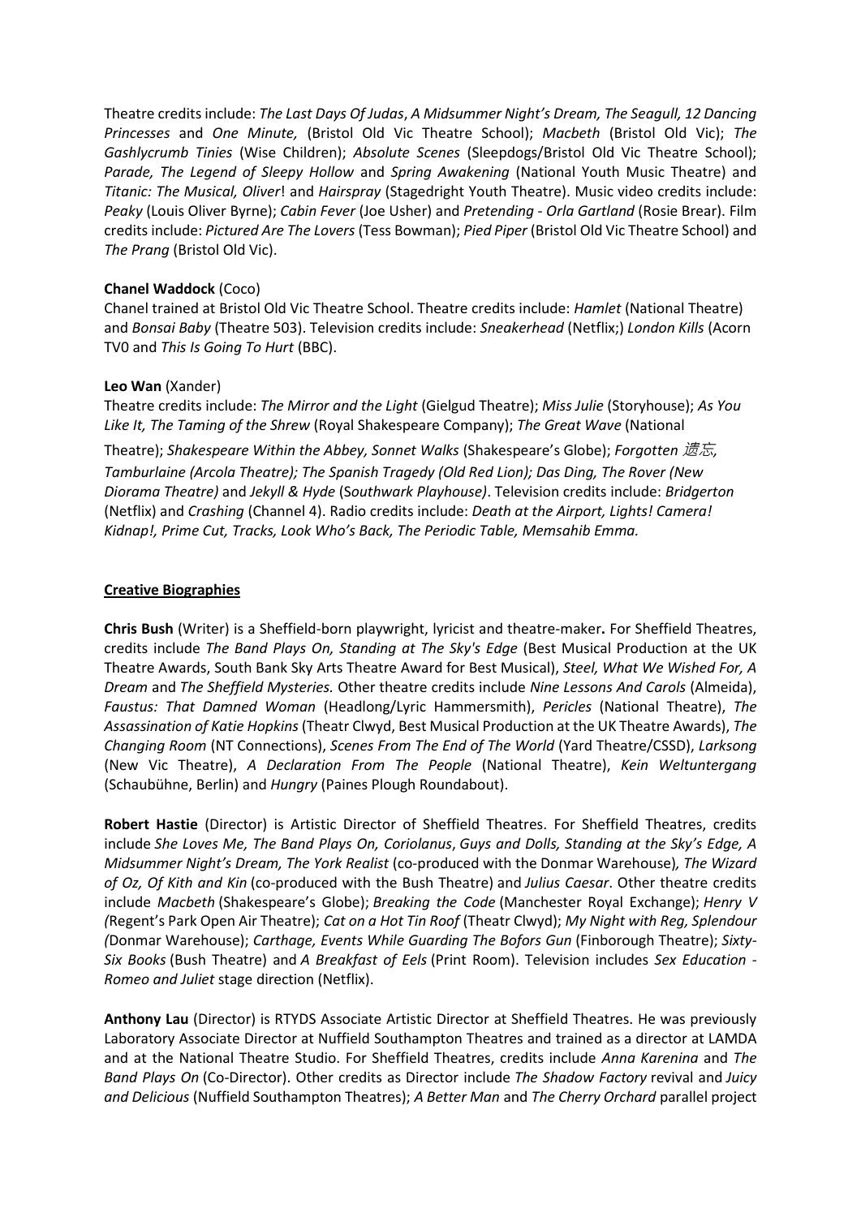Theatre credits include: *The Last Days Of Judas*, *A Midsummer Night's Dream, The Seagull, 12 Dancing Princesses* and *One Minute,* (Bristol Old Vic Theatre School); *Macbeth* (Bristol Old Vic); *The Gashlycrumb Tinies* (Wise Children); *Absolute Scenes* (Sleepdogs/Bristol Old Vic Theatre School); *Parade, The Legend of Sleepy Hollow* and *Spring Awakening* (National Youth Music Theatre) and *Titanic: The Musical, Oliver*! and *Hairspray* (Stagedright Youth Theatre). Music video credits include: *Peaky* (Louis Oliver Byrne); *Cabin Fever* (Joe Usher) and *Pretending - Orla Gartland* (Rosie Brear). Film credits include: *Pictured Are The Lovers* (Tess Bowman); *Pied Piper* (Bristol Old Vic Theatre School) and *The Prang* (Bristol Old Vic).

**Chanel Waddock** (Coco)
Chanel trained at Bristol Old Vic Theatre School. Theatre credits include: *Hamlet* (National Theatre) and *Bonsai Baby* (Theatre 503). Television credits include: *Sneakerhead* (Netflix;) *London Kills* (Acorn TV0 and *This Is Going To Hurt* (BBC).

**Leo Wan** (Xander)
Theatre credits include: *The Mirror and the Light* (Gielgud Theatre); *Miss Julie* (Storyhouse); *As You Like It, The Taming of the Shrew* (Royal Shakespeare Company); *The Great Wave* (National Theatre); *Shakespeare Within the Abbey, Sonnet Walks* (Shakespeare's Globe); *Forgotten 遗忘, Tamburlaine (Arcola Theatre); The Spanish Tragedy (Old Red Lion); Das Ding, The Rover (New Diorama Theatre)* and *Jekyll & Hyde* (*Southwark Playhouse)*. Television credits include: *Bridgerton* (Netflix) and *Crashing* (Channel 4). Radio credits include: *Death at the Airport, Lights! Camera! Kidnap!, Prime Cut, Tracks, Look Who's Back, The Periodic Table, Memsahib Emma.*

## Creative Biographies

**Chris Bush** (Writer) is a Sheffield-born playwright, lyricist and theatre-maker**.** For Sheffield Theatres, credits include *The Band Plays On, Standing at The Sky's Edge* (Best Musical Production at the UK Theatre Awards, South Bank Sky Arts Theatre Award for Best Musical), *Steel, What We Wished For, A Dream* and *The Sheffield Mysteries.* Other theatre credits include *Nine Lessons And Carols* (Almeida), *Faustus: That Damned Woman* (Headlong/Lyric Hammersmith), *Pericles* (National Theatre), *The Assassination of Katie Hopkins* (Theatr Clwyd, Best Musical Production at the UK Theatre Awards), *The Changing Room* (NT Connections), *Scenes From The End of The World* (Yard Theatre/CSSD), *Larksong* (New Vic Theatre), *A Declaration From The People* (National Theatre), *Kein Weltuntergang* (Schaubühne, Berlin) and *Hungry* (Paines Plough Roundabout).

**Robert Hastie** (Director) is Artistic Director of Sheffield Theatres. For Sheffield Theatres, credits include *She Loves Me, The Band Plays On, Coriolanus*, *Guys and Dolls, Standing at the Sky's Edge, A Midsummer Night's Dream, The York Realist* (co-produced with the Donmar Warehouse)*, The Wizard of Oz, Of Kith and Kin* (co-produced with the Bush Theatre) and *Julius Caesar*. Other theatre credits include *Macbeth* (Shakespeare's Globe); *Breaking the Code* (Manchester Royal Exchange); *Henry V (*Regent's Park Open Air Theatre); *Cat on a Hot Tin Roof* (Theatr Clwyd); *My Night with Reg, Splendour (*Donmar Warehouse); *Carthage, Events While Guarding The Bofors Gun* (Finborough Theatre); *Sixty-Six Books* (Bush Theatre) and *A Breakfast of Eels* (Print Room). Television includes *Sex Education - Romeo and Juliet* stage direction (Netflix).

**Anthony Lau** (Director) is RTYDS Associate Artistic Director at Sheffield Theatres. He was previously Laboratory Associate Director at Nuffield Southampton Theatres and trained as a director at LAMDA and at the National Theatre Studio. For Sheffield Theatres, credits include *Anna Karenina* and *The Band Plays On* (Co-Director). Other credits as Director include *The Shadow Factory* revival and *Juicy and Delicious* (Nuffield Southampton Theatres); *A Better Man* and *The Cherry Orchard* parallel project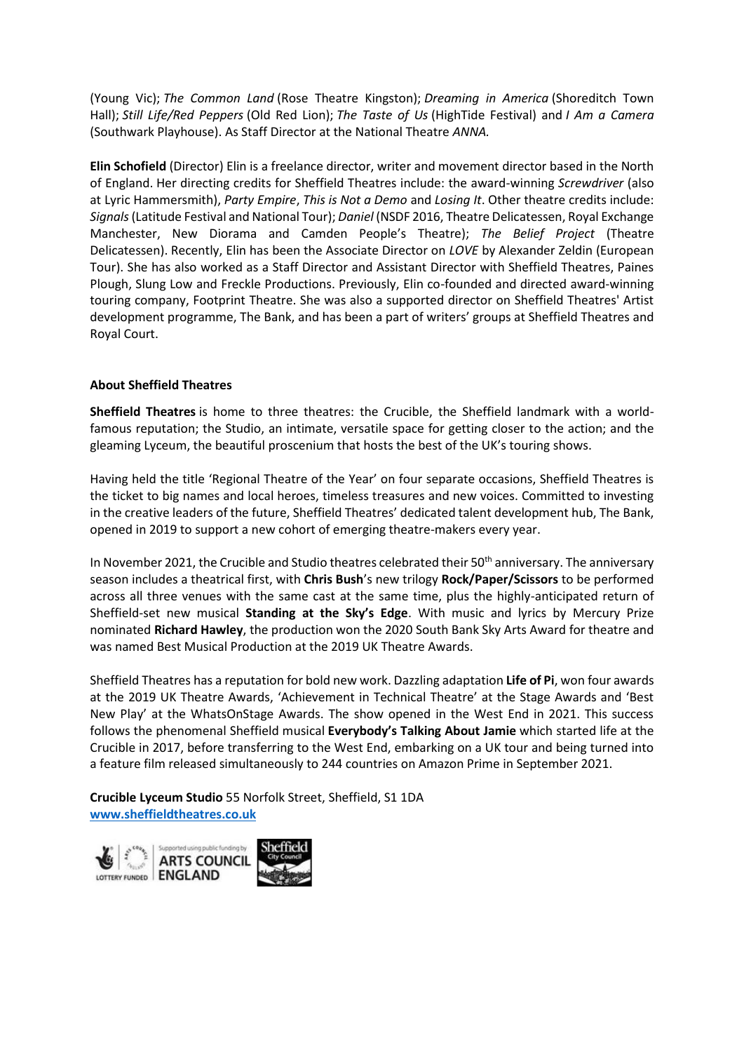(Young Vic); *The Common Land* (Rose Theatre Kingston); *Dreaming in America* (Shoreditch Town Hall); *Still Life/Red Peppers* (Old Red Lion); *The Taste of Us* (HighTide Festival) and *I Am a Camera* (Southwark Playhouse). As Staff Director at the National Theatre *ANNA.*

**Elin Schofield** (Director) Elin is a freelance director, writer and movement director based in the North of England. Her directing credits for Sheffield Theatres include: the award-winning *Screwdriver* (also at Lyric Hammersmith), *Party Empire*, *This is Not a Demo* and *Losing It*. Other theatre credits include: *Signals* (Latitude Festival and National Tour); *Daniel* (NSDF 2016, Theatre Delicatessen, Royal Exchange Manchester, New Diorama and Camden People's Theatre); *The Belief Project* (Theatre Delicatessen). Recently, Elin has been the Associate Director on *LOVE* by Alexander Zeldin (European Tour). She has also worked as a Staff Director and Assistant Director with Sheffield Theatres, Paines Plough, Slung Low and Freckle Productions. Previously, Elin co-founded and directed award-winning touring company, Footprint Theatre. She was also a supported director on Sheffield Theatres' Artist development programme, The Bank, and has been a part of writers' groups at Sheffield Theatres and Royal Court.

**About Sheffield Theatres**

**Sheffield Theatres** is home to three theatres: the Crucible, the Sheffield landmark with a world-famous reputation; the Studio, an intimate, versatile space for getting closer to the action; and the gleaming Lyceum, the beautiful proscenium that hosts the best of the UK's touring shows.

Having held the title 'Regional Theatre of the Year' on four separate occasions, Sheffield Theatres is the ticket to big names and local heroes, timeless treasures and new voices. Committed to investing in the creative leaders of the future, Sheffield Theatres' dedicated talent development hub, The Bank, opened in 2019 to support a new cohort of emerging theatre-makers every year.

In November 2021, the Crucible and Studio theatres celebrated their 50th anniversary. The anniversary season includes a theatrical first, with **Chris Bush**'s new trilogy **Rock/Paper/Scissors** to be performed across all three venues with the same cast at the same time, plus the highly-anticipated return of Sheffield-set new musical **Standing at the Sky's Edge**. With music and lyrics by Mercury Prize nominated **Richard Hawley**, the production won the 2020 South Bank Sky Arts Award for theatre and was named Best Musical Production at the 2019 UK Theatre Awards.

Sheffield Theatres has a reputation for bold new work. Dazzling adaptation **Life of Pi**, won four awards at the 2019 UK Theatre Awards, 'Achievement in Technical Theatre' at the Stage Awards and 'Best New Play' at the WhatsOnStage Awards. The show opened in the West End in 2021. This success follows the phenomenal Sheffield musical **Everybody's Talking About Jamie** which started life at the Crucible in 2017, before transferring to the West End, embarking on a UK tour and being turned into a feature film released simultaneously to 244 countries on Amazon Prime in September 2021.

**Crucible Lyceum Studio** 55 Norfolk Street, Sheffield, S1 1DA
[www.sheffieldtheatres.co.uk](http://www.sheffieldtheatres.co.uk)

LOTTERY FUNDED | Supported using public funding by ARTS COUNCIL ENGLAND | Sheffield City Council